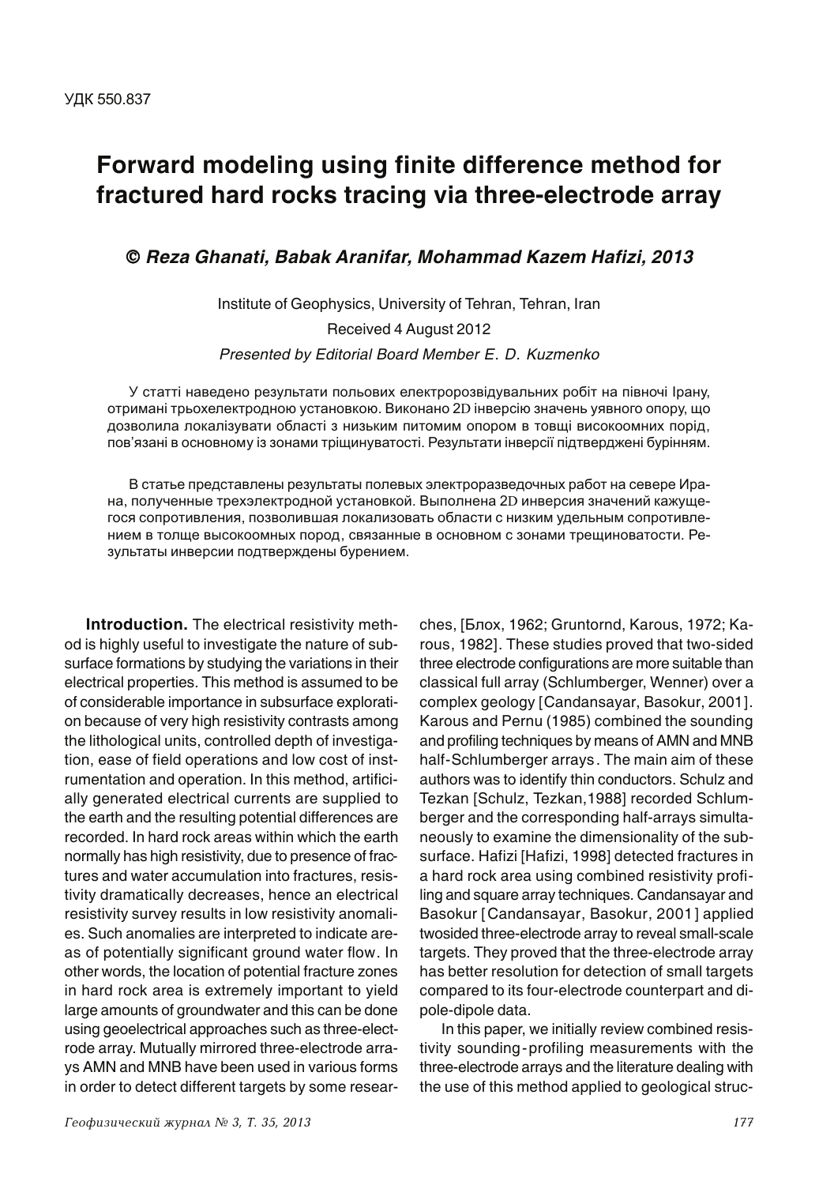УДК 550.837

# Forward modeling using finite difference method for fractured hard rocks tracing via three-electrode array

***© Reza Ghanati, Babak Aranifar, Mohammad Kazem Hafizi, 2013***

Institute of Geophysics, University of Tehran, Tehran, Iran

Received 4 August 2012

*Presented by Editorial Board Member E. D. Kuzmenko*

У статті наведено результати польових електророзвідувальних робіт на півночі Ірану, отримані трьохелектродною установкою. Виконано 2D інверсію значень уявного опору, що дозволила локалізувати області з низьким питомим опором в товщі високоомних порід, пов'язані в основному із зонами тріщинуватості. Результати інверсії підтверджені бурінням.

В статье представлены результаты полевых электроразведочных работ на севере Ирана, полученные трехэлектродной установкой. Выполнена 2D инверсия значений кажущегося сопротивления, позволившая локализовать области с низким удельным сопротивлением в толще высокоомных пород, связанные в основном с зонами трещиноватости. Результаты инверсии подтверждены бурением.

**Introduction.** The electrical resistivity method is highly useful to investigate the nature of subsurface formations by studying the variations in their electrical properties. This method is assumed to be of considerable importance in subsurface exploration because of very high resistivity contrasts among the lithological units, controlled depth of investigation, ease of field operations and low cost of instrumentation and operation. In this method, artificially generated electrical currents are supplied to the earth and the resulting potential differences are recorded. In hard rock areas within which the earth normally has high resistivity, due to presence of fractures and water accumulation into fractures, resistivity dramatically decreases, hence an electrical resistivity survey results in low resistivity anomalies. Such anomalies are interpreted to indicate areas of potentially significant ground water flow. In other words, the location of potential fracture zones in hard rock area is extremely important to yield large amounts of groundwater and this can be done using geoelectrical approaches such as three-electrode array. Mutually mirrored three-electrode arrays AMN and MNB have been used in various forms in order to detect different targets by some researches, [Блох, 1962; Gruntornd, Karous, 1972; Karous, 1982]. These studies proved that two-sided three electrode configurations are more suitable than classical full array (Schlumberger, Wenner) over a complex geology [Candansayar, Basokur, 2001]. Karous and Pernu (1985) combined the sounding and profiling techniques by means of AMN and MNB half-Schlumberger arrays. The main aim of these authors was to identify thin conductors. Schulz and Tezkan [Schulz, Tezkan,1988] recorded Schlumberger and the corresponding half-arrays simultaneously to examine the dimensionality of the subsurface. Hafizi [Hafizi, 1998] detected fractures in a hard rock area using combined resistivity profiling and square array techniques. Candansayar and Basokur [Candansayar, Basokur, 2001] applied twosided three-electrode array to reveal small-scale targets. They proved that the three-electrode array has better resolution for detection of small targets compared to its four-electrode counterpart and dipole-dipole data.

In this paper, we initially review combined resistivity sounding-profiling measurements with the three-electrode arrays and the literature dealing with the use of this method applied to geological struc-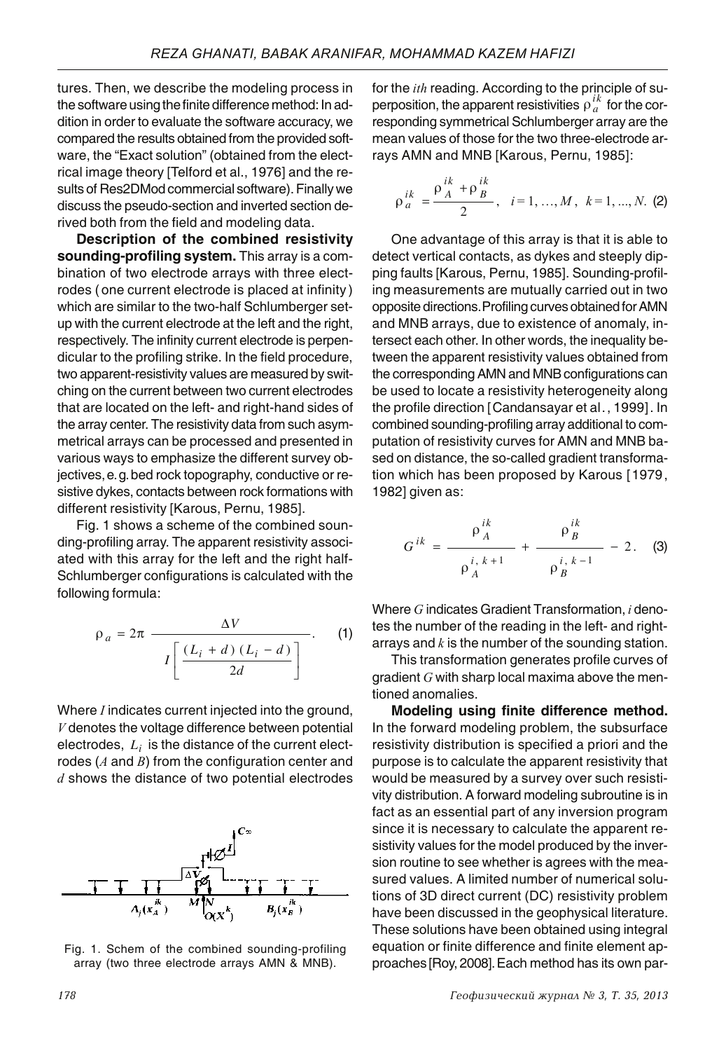tures. Then, we describe the modeling process in the software using the finite difference method: In addition in order to evaluate the software accuracy, we compared the results obtained from the provided software, the "Exact solution" (obtained from the electrical image theory [Telford et al., 1976] and the results of Res2DMod commercial software). Finally we discuss the pseudo-section and inverted section derived both from the field and modeling data.

**Description of the combined resistivity sounding-profiling system.** This array is a combination of two electrode arrays with three electrodes (one current electrode is placed at infinity) which are similar to the two-half Schlumberger setup with the current electrode at the left and the right, respectively. The infinity current electrode is perpendicular to the profiling strike. In the field procedure, two apparent-resistivity values are measured by switching on the current between two current electrodes that are located on the left- and right-hand sides of the array center. The resistivity data from such asymmetrical arrays can be processed and presented in various ways to emphasize the different survey objectives, e.g. bed rock topography, conductive or resistive dykes, contacts between rock formations with different resistivity [Karous, Pernu, 1985].

Fig. 1 shows a scheme of the combined sounding-profiling array. The apparent resistivity associated with this array for the left and the right half-Schlumberger configurations is calculated with the following formula:

$$\rho_a = 2\pi \frac{\Delta V}{I\left[\dfrac{(L_i + d)(L_i - d)}{2d}\right]}. \quad (1)$$

Where $I$ indicates current injected into the ground, $V$ denotes the voltage difference between potential electrodes, $L_i$ is the distance of the current electrodes ($A$ and $B$) from the configuration center and $d$ shows the distance of two potential electrodes for the $ith$ reading. According to the principle of superposition, the apparent resistivities $\rho_a^{ik}$ for the corresponding symmetrical Schlumberger array are the mean values of those for the two three-electrode arrays AMN and MNB [Karous, Pernu, 1985]:

Fig. 1. Schem of the combined sounding-profiling array (two three electrode arrays AMN & MNB).

$$\rho_a^{ik} = \frac{\rho_A^{ik} + \rho_B^{ik}}{2}, \quad i = 1, \ldots, M, \; k = 1, \ldots, N. \quad (2)$$

One advantage of this array is that it is able to detect vertical contacts, as dykes and steeply dipping faults [Karous, Pernu, 1985]. Sounding-profiling measurements are mutually carried out in two opposite directions. Profiling curves obtained for AMN and MNB arrays, due to existence of anomaly, intersect each other. In other words, the inequality between the apparent resistivity values obtained from the corresponding AMN and MNB configurations can be used to locate a resistivity heterogeneity along the profile direction [Candansayar et al., 1999]. In combined sounding-profiling array additional to computation of resistivity curves for AMN and MNB based on distance, the so-called gradient transformation which has been proposed by Karous [1979, 1982] given as:

$$G^{ik} = \frac{\rho_A^{ik}}{\rho_A^{i,\,k+1}} + \frac{\rho_B^{ik}}{\rho_B^{i,\,k-1}} - 2. \quad (3)$$

Where $G$ indicates Gradient Transformation, $i$ denotes the number of the reading in the left- and right-arrays and $k$ is the number of the sounding station.

This transformation generates profile curves of gradient $G$ with sharp local maxima above the mentioned anomalies.

**Modeling using finite difference method.** In the forward modeling problem, the subsurface resistivity distribution is specified a priori and the purpose is to calculate the apparent resistivity that would be measured by a survey over such resistivity distribution. A forward modeling subroutine is in fact as an essential part of any inversion program since it is necessary to calculate the apparent resistivity values for the model produced by the inversion routine to see whether is agrees with the measured values. A limited number of numerical solutions of 3D direct current (DC) resistivity problem have been discussed in the geophysical literature. These solutions have been obtained using integral equation or finite difference and finite element approaches [Roy, 2008]. Each method has its own par-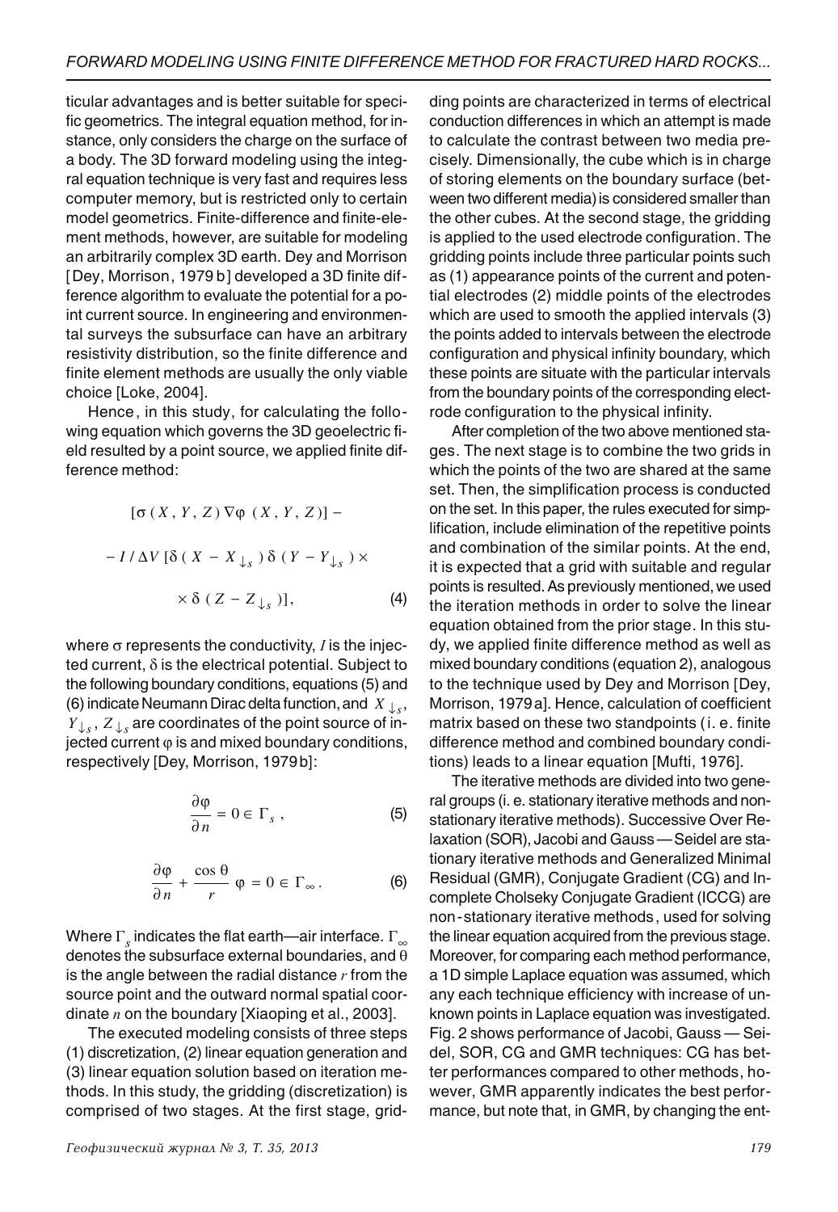ticular advantages and is better suitable for specific geometrics. The integral equation method, for instance, only considers the charge on the surface of a body. The 3D forward modeling using the integral equation technique is very fast and requires less computer memory, but is restricted only to certain model geometrics. Finite-difference and finite-element methods, however, are suitable for modeling an arbitrarily complex 3D earth. Dey and Morrison [Dey, Morrison, 1979 b] developed a 3D finite difference algorithm to evaluate the potential for a point current source. In engineering and environmental surveys the subsurface can have an arbitrary resistivity distribution, so the finite difference and finite element methods are usually the only viable choice [Loke, 2004].

Hence, in this study, for calculating the following equation which governs the 3D geoelectric field resulted by a point source, we applied finite difference method:

$$[\sigma(X, Y, Z)\nabla\varphi(X, Y, Z)] -$$

$$- I/\Delta V\,[\delta(X - X_{\downarrow s})\,\delta(Y - Y_{\downarrow s}) \times$$

$$\times\,\delta(Z - Z_{\downarrow s})], \tag{4}$$

where $\sigma$ represents the conductivity, $I$ is the injected current, $\delta$ is the electrical potential. Subject to the following boundary conditions, equations (5) and (6) indicate Neumann Dirac delta function, and $X_{\downarrow s}$, $Y_{\downarrow s}$, $Z_{\downarrow s}$ are coordinates of the point source of injected current $\varphi$ is and mixed boundary conditions, respectively [Dey, Morrison, 1979b]:

$$\frac{\partial\varphi}{\partial n} = 0 \in \Gamma_s\,, \tag{5}$$

$$\frac{\partial\varphi}{\partial n} + \frac{\cos\theta}{r}\,\varphi = 0 \in \Gamma_\infty\,. \tag{6}$$

Where $\Gamma_s$ indicates the flat earth—air interface. $\Gamma_\infty$ denotes the subsurface external boundaries, and $\theta$ is the angle between the radial distance $r$ from the source point and the outward normal spatial coordinate $n$ on the boundary [Xiaoping et al., 2003].

The executed modeling consists of three steps (1) discretization, (2) linear equation generation and (3) linear equation solution based on iteration methods. In this study, the gridding (discretization) is comprised of two stages. At the first stage, gridding points are characterized in terms of electrical conduction differences in which an attempt is made to calculate the contrast between two media precisely. Dimensionally, the cube which is in charge of storing elements on the boundary surface (between two different media) is considered smaller than the other cubes. At the second stage, the gridding is applied to the used electrode configuration. The gridding points include three particular points such as (1) appearance points of the current and potential electrodes (2) middle points of the electrodes which are used to smooth the applied intervals (3) the points added to intervals between the electrode configuration and physical infinity boundary, which these points are situate with the particular intervals from the boundary points of the corresponding electrode configuration to the physical infinity.

After completion of the two above mentioned stages. The next stage is to combine the two grids in which the points of the two are shared at the same set. Then, the simplification process is conducted on the set. In this paper, the rules executed for simplification, include elimination of the repetitive points and combination of the similar points. At the end, it is expected that a grid with suitable and regular points is resulted. As previously mentioned, we used the iteration methods in order to solve the linear equation obtained from the prior stage. In this study, we applied finite difference method as well as mixed boundary conditions (equation 2), analogous to the technique used by Dey and Morrison [Dey, Morrison, 1979 a]. Hence, calculation of coefficient matrix based on these two standpoints (i. e. finite difference method and combined boundary conditions) leads to a linear equation [Mufti, 1976].

The iterative methods are divided into two general groups (i. e. stationary iterative methods and nonstationary iterative methods). Successive Over Relaxation (SOR), Jacobi and Gauss — Seidel are stationary iterative methods and Generalized Minimal Residual (GMR), Conjugate Gradient (CG) and Incomplete Cholseky Conjugate Gradient (ICCG) are non-stationary iterative methods, used for solving the linear equation acquired from the previous stage. Moreover, for comparing each method performance, a 1D simple Laplace equation was assumed, which any each technique efficiency with increase of unknown points in Laplace equation was investigated. Fig. 2 shows performance of Jacobi, Gauss — Seidel, SOR, CG and GMR techniques: CG has better performances compared to other methods, however, GMR apparently indicates the best performance, but note that, in GMR, by changing the ent-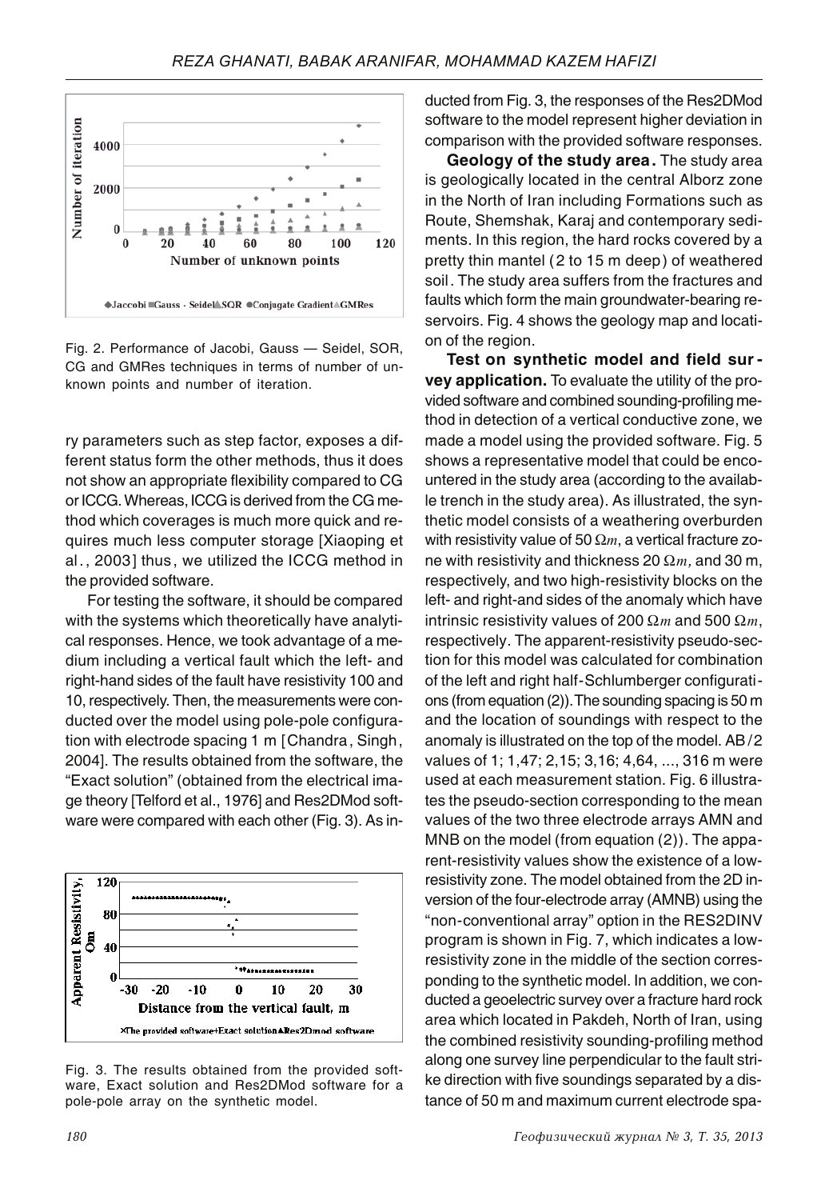Fig. 2. Performance of Jacobi, Gauss — Seidel, SOR, CG and GMRes techniques in terms of number of unknown points and number of iteration.

ry parameters such as step factor, exposes a different status form the other methods, thus it does not show an appropriate flexibility compared to CG or ICCG. Whereas, ICCG is derived from the CG method which coverages is much more quick and requires much less computer storage [Xiaoping et al., 2003] thus, we utilized the ICCG method in the provided software.

For testing the software, it should be compared with the systems which theoretically have analytical responses. Hence, we took advantage of a medium including a vertical fault which the left- and right-hand sides of the fault have resistivity 100 and 10, respectively. Then, the measurements were conducted over the model using pole-pole configuration with electrode spacing 1 m [Chandra, Singh, 2004]. The results obtained from the software, the "Exact solution" (obtained from the electrical image theory [Telford et al., 1976] and Res2DMod software were compared with each other (Fig. 3). As inducted from Fig. 3, the responses of the Res2DMod software to the model represent higher deviation in comparison with the provided software responses.

Fig. 3. The results obtained from the provided software, Exact solution and Res2DMod software for a pole-pole array on the synthetic model.

**Geology of the study area.** The study area is geologically located in the central Alborz zone in the North of Iran including Formations such as Route, Shemshak, Karaj and contemporary sediments. In this region, the hard rocks covered by a pretty thin mantel (2 to 15 m deep) of weathered soil. The study area suffers from the fractures and faults which form the main groundwater-bearing reservoirs. Fig. 4 shows the geology map and location of the region.

**Test on synthetic model and field survey application.** To evaluate the utility of the provided software and combined sounding-profiling method in detection of a vertical conductive zone, we made a model using the provided software. Fig. 5 shows a representative model that could be encountered in the study area (according to the available trench in the study area). As illustrated, the synthetic model consists of a weathering overburden with resistivity value of 50 $\Omega m$, a vertical fracture zone with resistivity and thickness 20 $\Omega m$, and 30 m, respectively, and two high-resistivity blocks on the left- and right-and sides of the anomaly which have intrinsic resistivity values of 200 $\Omega m$ and 500 $\Omega m$, respectively. The apparent-resistivity pseudo-section for this model was calculated for combination of the left and right half-Schlumberger configurations (from equation (2)). The sounding spacing is 50 m and the location of soundings with respect to the anomaly is illustrated on the top of the model. AB/2 values of 1; 1,47; 2,15; 3,16; 4,64, ..., 316 m were used at each measurement station. Fig. 6 illustrates the pseudo-section corresponding to the mean values of the two three electrode arrays AMN and MNB on the model (from equation (2)). The apparent-resistivity values show the existence of a low-resistivity zone. The model obtained from the 2D inversion of the four-electrode array (AMNB) using the "non-conventional array" option in the RES2DINV program is shown in Fig. 7, which indicates a low-resistivity zone in the middle of the section corresponding to the synthetic model. In addition, we conducted a geoelectric survey over a fracture hard rock area which located in Pakdeh, North of Iran, using the combined resistivity sounding-profiling method along one survey line perpendicular to the fault strike direction with five soundings separated by a distance of 50 m and maximum current electrode spa-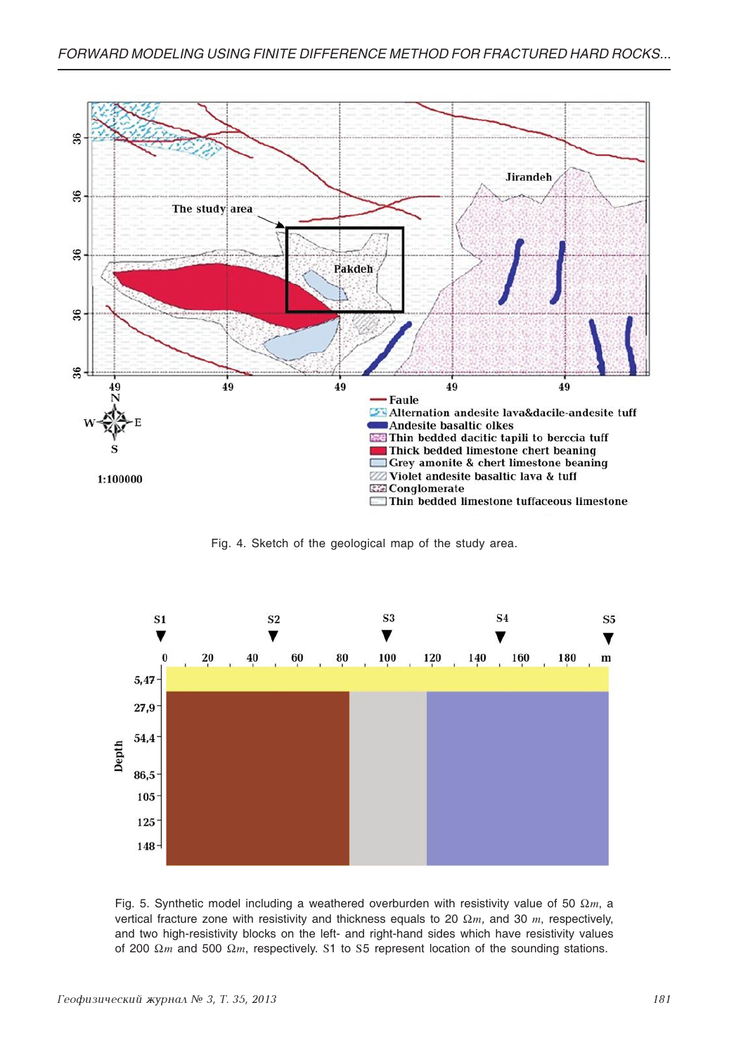Fig. 4. Sketch of the geological map of the study area.

Fig. 5. Synthetic model including a weathered overburden with resistivity value of 50 $\Omega m$, a vertical fracture zone with resistivity and thickness equals to 20 $\Omega m$, and 30 $m$, respectively, and two high-resistivity blocks on the left- and right-hand sides which have resistivity values of 200 $\Omega m$ and 500 $\Omega m$, respectively. S1 to S5 represent location of the sounding stations.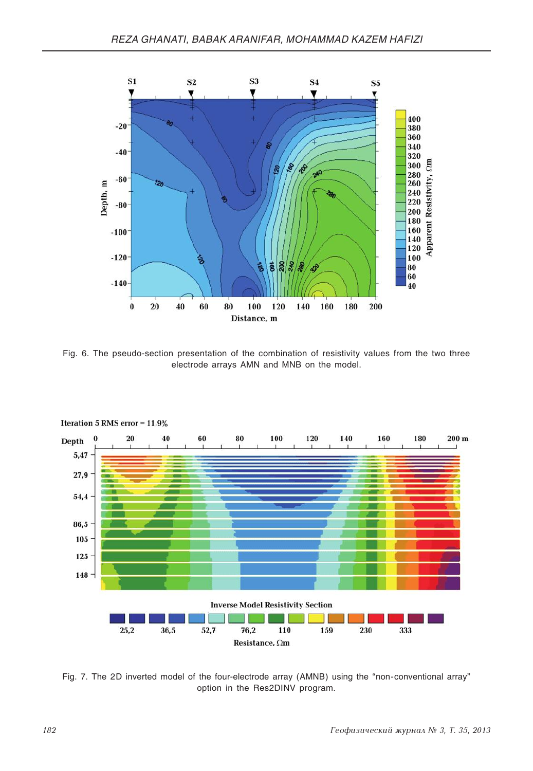Fig. 6. The pseudo-section presentation of the combination of resistivity values from the two three electrode arrays AMN and MNB on the model.

Fig. 7. The 2D inverted model of the four-electrode array (AMNB) using the "non-conventional array" option in the Res2DINV program.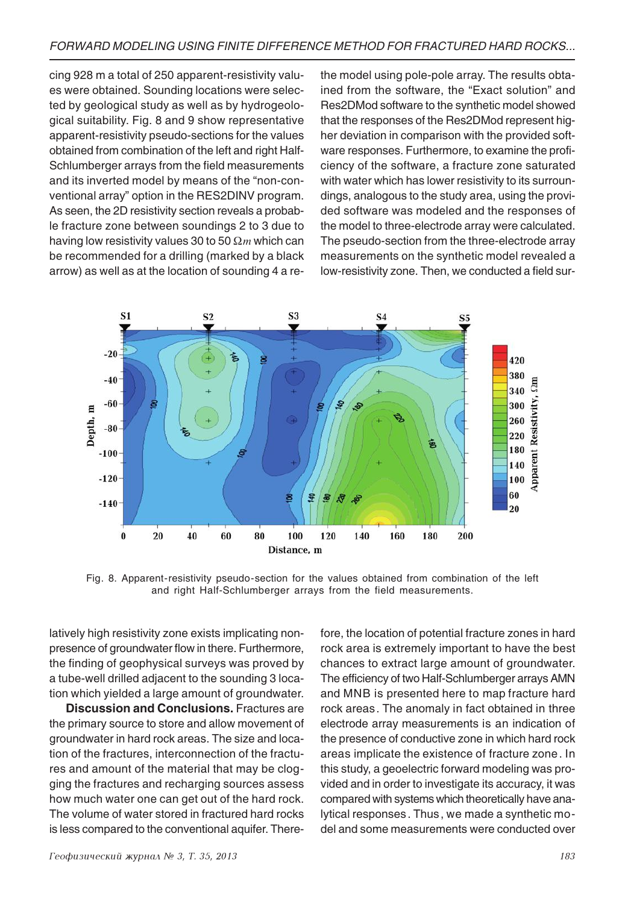cing 928 m a total of 250 apparent-resistivity values were obtained. Sounding locations were selected by geological study as well as by hydrogeological suitability. Fig. 8 and 9 show representative apparent-resistivity pseudo-sections for the values obtained from combination of the left and right Half-Schlumberger arrays from the field measurements and its inverted model by means of the "non-conventional array" option in the RES2DINV program. As seen, the 2D resistivity section reveals a probable fracture zone between soundings 2 to 3 due to having low resistivity values 30 to 50 $\Omega m$ which can be recommended for a drilling (marked by a black arrow) as well as at the location of sounding 4 a relatively high resistivity zone exists implicating non-presence of groundwater flow in there. Furthermore, the finding of geophysical surveys was proved by a tube-well drilled adjacent to the sounding 3 location which yielded a large amount of groundwater.

Fig. 8. Apparent-resistivity pseudo-section for the values obtained from combination of the left and right Half-Schlumberger arrays from the field measurements.

**Discussion and Conclusions.** Fractures are the primary source to store and allow movement of groundwater in hard rock areas. The size and location of the fractures, interconnection of the fractures and amount of the material that may be clogging the fractures and recharging sources assess how much water one can get out of the hard rock. The volume of water stored in fractured hard rocks is less compared to the conventional aquifer. Therefore, the location of potential fracture zones in hard rock area is extremely important to have the best chances to extract large amount of groundwater. The efficiency of two Half-Schlumberger arrays AMN and MNB is presented here to map fracture hard rock areas. The anomaly in fact obtained in three electrode array measurements is an indication of the presence of conductive zone in which hard rock areas implicate the existence of fracture zone. In this study, a geoelectric forward modeling was provided and in order to investigate its accuracy, it was compared with systems which theoretically have analytical responses. Thus, we made a synthetic model and some measurements were conducted over the model using pole-pole array. The results obtained from the software, the "Exact solution" and Res2DMod software to the synthetic model showed that the responses of the Res2DMod represent higher deviation in comparison with the provided software responses. Furthermore, to examine the proficiency of the software, a fracture zone saturated with water which has lower resistivity to its surroundings, analogous to the study area, using the provided software was modeled and the responses of the model to three-electrode array were calculated. The pseudo-section from the three-electrode array measurements on the synthetic model revealed a low-resistivity zone. Then, we conducted a field sur-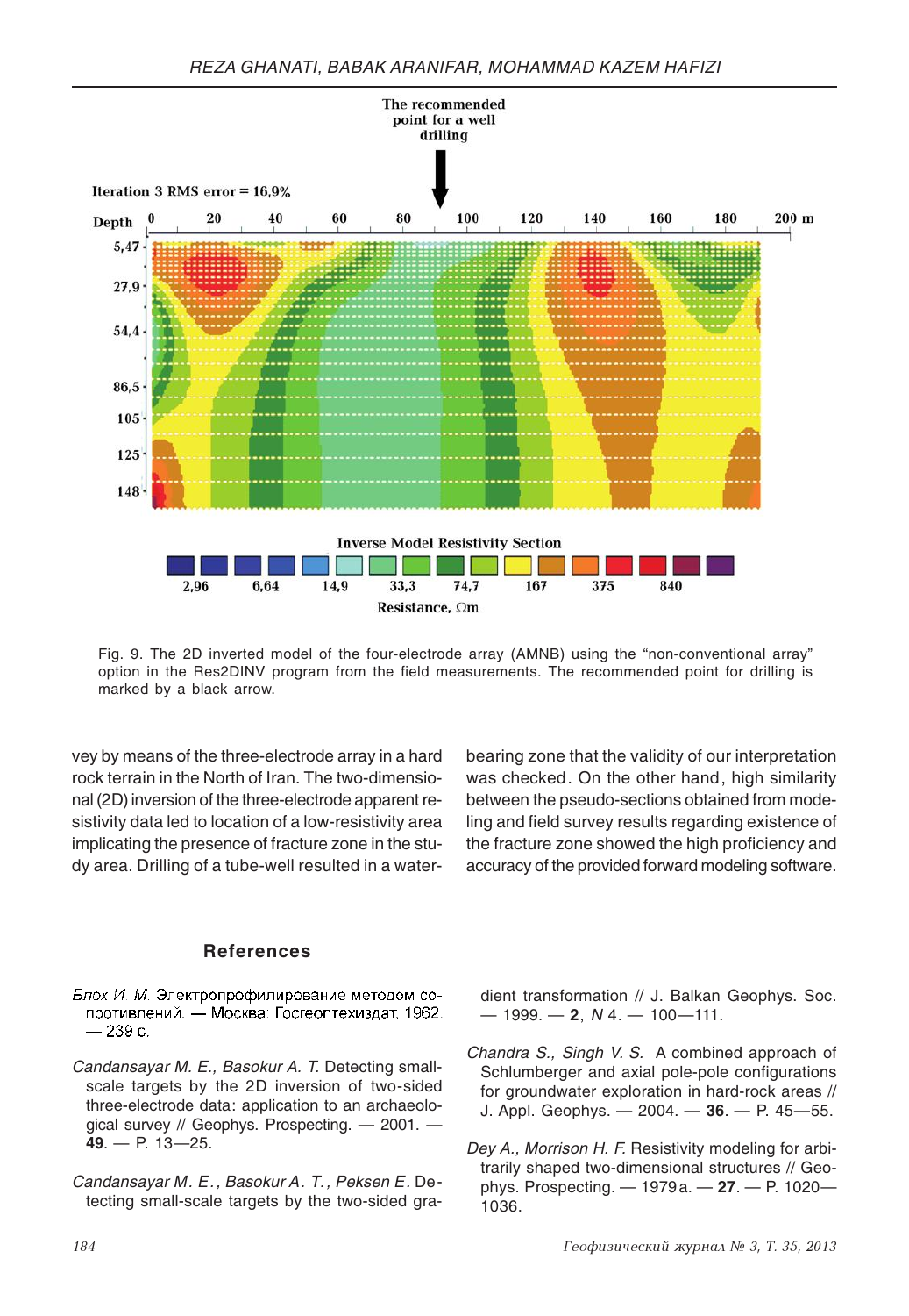Fig. 9. The 2D inverted model of the four-electrode array (AMNB) using the "non-conventional array" option in the Res2DINV program from the field measurements. The recommended point for drilling is marked by a black arrow.

vey by means of the three-electrode array in a hard rock terrain in the North of Iran. The two-dimensional (2D) inversion of the three-electrode apparent resistivity data led to location of a low-resistivity area implicating the presence of fracture zone in the study area. Drilling of a tube-well resulted in a water-bearing zone that the validity of our interpretation was checked. On the other hand, high similarity between the pseudo-sections obtained from modeling and field survey results regarding existence of the fracture zone showed the high proficiency and accuracy of the provided forward modeling software.

## References

*Блох И. М.* Электропрофилирование методом сопротивлений. — Москва: Госгеоптехиздат, 1962. — 239 с.

*Candansayar M. E., Basokur A. T.* Detecting small-scale targets by the 2D inversion of two-sided three-electrode data: application to an archaeological survey // Geophys. Prospecting. — 2001. — **49**. — P. 13—25.

*Candansayar M. E., Basokur A. T., Peksen E.* Detecting small-scale targets by the two-sided gradient transformation // J. Balkan Geophys. Soc. — 1999. — **2**, *N* 4. — 100—111.

*Chandra S., Singh V. S.* A combined approach of Schlumberger and axial pole-pole configurations for groundwater exploration in hard-rock areas // J. Appl. Geophys. — 2004. — **36**. — P. 45—55.

*Dey A., Morrison H. F.* Resistivity modeling for arbitrarily shaped two-dimensional structures // Geophys. Prospecting. — 1979a. — **27**. — P. 1020—1036.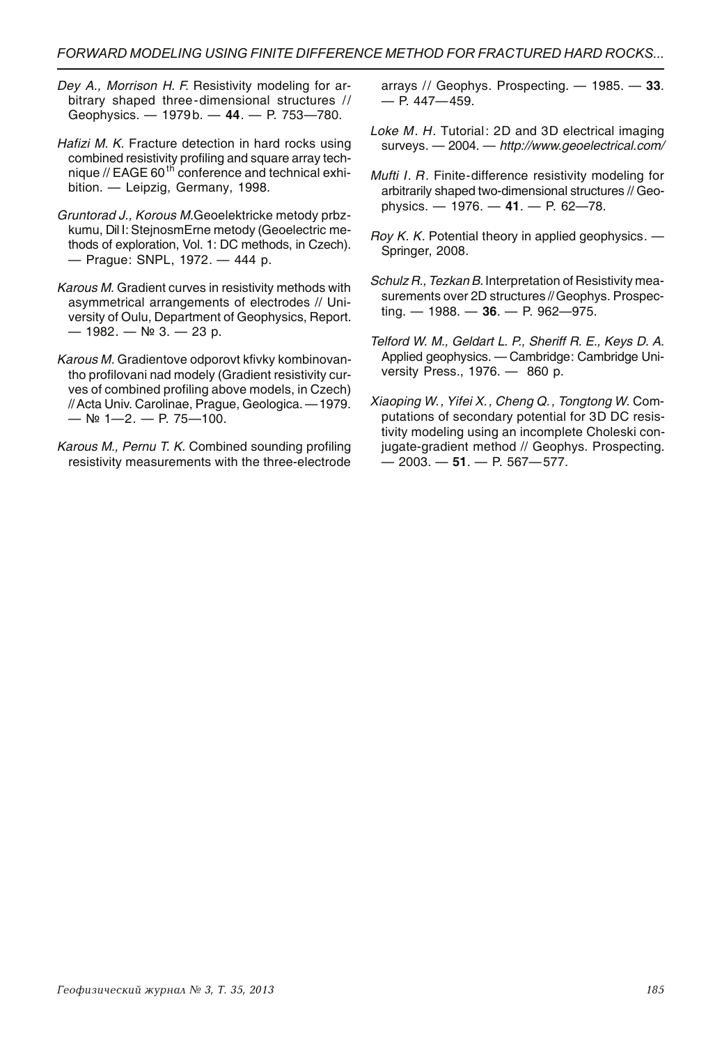*Dey A., Morrison H. F.* Resistivity modeling for arbitrary shaped three-dimensional structures // Geophysics. — 1979b. — **44**. — P. 753—780.

*Hafizi M. K.* Fracture detection in hard rocks using combined resistivity profiling and square array technique // EAGE 60[th] conference and technical exhibition. — Leipzig, Germany, 1998.

*Gruntorad J., Korous M.* Geoelektricke metody prbzkumu, Dil I: StejnosmErne metody (Geoelectric methods of exploration, Vol. 1: DC methods, in Czech). — Prague: SNPL, 1972. — 444 p.

*Karous M.* Gradient curves in resistivity methods with asymmetrical arrangements of electrodes // University of Oulu, Department of Geophysics, Report. — 1982. — № 3. — 23 p.

*Karous M.* Gradientove odporovt kfivky kombinovantho profilovani nad modely (Gradient resistivity curves of combined profiling above models, in Czech) // Acta Univ. Carolinae, Prague, Geologica. — 1979. — № 1—2. — P. 75—100.

*Karous M., Pernu T. K.* Combined sounding profiling resistivity measurements with the three-electrode arrays // Geophys. Prospecting. — 1985. — **33**. — P. 447—459.

*Loke M. H.* Tutorial: 2D and 3D electrical imaging surveys. — 2004. — *http://www.geoelectrical.com/*

*Mufti I. R.* Finite-difference resistivity modeling for arbitrarily shaped two-dimensional structures // Geophysics. — 1976. — **41**. — P. 62—78.

*Roy K. K.* Potential theory in applied geophysics. — Springer, 2008.

*Schulz R., Tezkan B.* Interpretation of Resistivity measurements over 2D structures // Geophys. Prospecting. — 1988. — **36**. — P. 962—975.

*Telford W. M., Geldart L. P., Sheriff R. E., Keys D. A.* Applied geophysics. — Cambridge: Cambridge University Press., 1976. — 860 p.

*Xiaoping W., Yifei X., Cheng Q., Tongtong W.* Computations of secondary potential for 3D DC resistivity modeling using an incomplete Choleski conjugate-gradient method // Geophys. Prospecting. — 2003. — **51**. — P. 567—577.